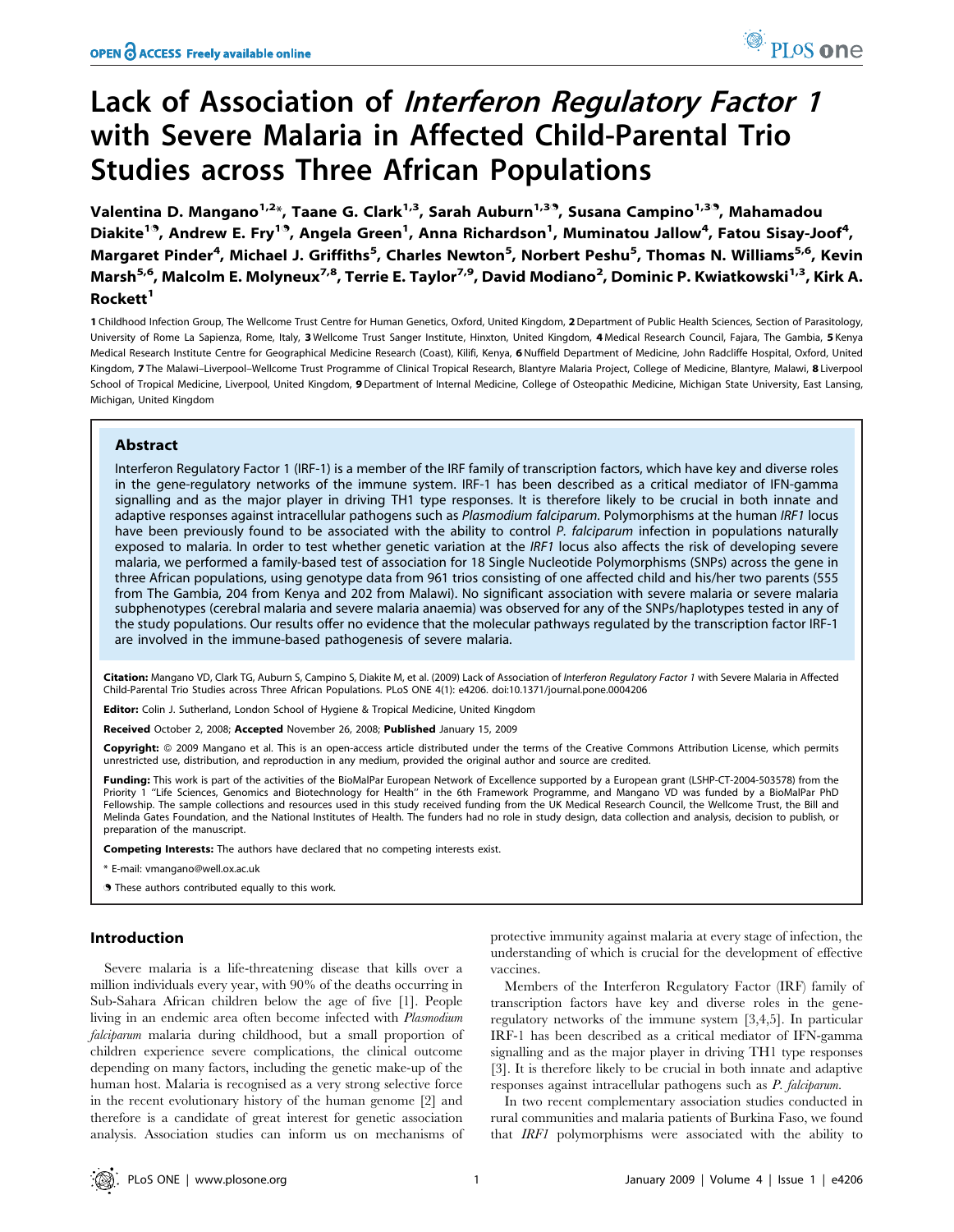# Lack of Association of *Interferon Regulatory Factor 1* with Severe Malaria in Affected Child-Parental Trio Studies across Three African Populations

Valentina D. Mangano[1,2]*, Taane G. Clark[1,3], Sarah Auburn[1,3]❧, Susana Campino[1,3]❧, Mahamadou Diakite[1]❧, Andrew E. Fry[1]❧, Angela Green[1], Anna Richardson[1], Muminatou Jallow[4], Fatou Sisay-Joof[4], Margaret Pinder[4], Michael J. Griffiths[5], Charles Newton[5], Norbert Peshu[5], Thomas N. Williams[5,6], Kevin Marsh[5,6], Malcolm E. Molyneux[7,8], Terrie E. Taylor[7,9], David Modiano[2], Dominic P. Kwiatkowski[1,3], Kirk A. Rockett[1]

1 Childhood Infection Group, The Wellcome Trust Centre for Human Genetics, Oxford, United Kingdom, 2 Department of Public Health Sciences, Section of Parasitology, University of Rome La Sapienza, Rome, Italy, 3 Wellcome Trust Sanger Institute, Hinxton, United Kingdom, 4 Medical Research Council, Fajara, The Gambia, 5 Kenya Medical Research Institute Centre for Geographical Medicine Research (Coast), Kilifi, Kenya, 6 Nuffield Department of Medicine, John Radcliffe Hospital, Oxford, United Kingdom, 7 The Malawi–Liverpool–Wellcome Trust Programme of Clinical Tropical Research, Blantyre Malaria Project, College of Medicine, Blantyre, Malawi, 8 Liverpool School of Tropical Medicine, Liverpool, United Kingdom, 9 Department of Internal Medicine, College of Osteopathic Medicine, Michigan State University, East Lansing, Michigan, United Kingdom

## Abstract

Interferon Regulatory Factor 1 (IRF-1) is a member of the IRF family of transcription factors, which have key and diverse roles in the gene-regulatory networks of the immune system. IRF-1 has been described as a critical mediator of IFN-gamma signalling and as the major player in driving TH1 type responses. It is therefore likely to be crucial in both innate and adaptive responses against intracellular pathogens such as *Plasmodium falciparum*. Polymorphisms at the human *IRF1* locus have been previously found to be associated with the ability to control *P. falciparum* infection in populations naturally exposed to malaria. In order to test whether genetic variation at the *IRF1* locus also affects the risk of developing severe malaria, we performed a family-based test of association for 18 Single Nucleotide Polymorphisms (SNPs) across the gene in three African populations, using genotype data from 961 trios consisting of one affected child and his/her two parents (555 from The Gambia, 204 from Kenya and 202 from Malawi). No significant association with severe malaria or severe malaria subphenotypes (cerebral malaria and severe malaria anaemia) was observed for any of the SNPs/haplotypes tested in any of the study populations. Our results offer no evidence that the molecular pathways regulated by the transcription factor IRF-1 are involved in the immune-based pathogenesis of severe malaria.

**Citation:** Mangano VD, Clark TG, Auburn S, Campino S, Diakite M, et al. (2009) Lack of Association of *Interferon Regulatory Factor 1* with Severe Malaria in Affected Child-Parental Trio Studies across Three African Populations. PLoS ONE 4(1): e4206. doi:10.1371/journal.pone.0004206

**Editor:** Colin J. Sutherland, London School of Hygiene & Tropical Medicine, United Kingdom

**Received** October 2, 2008; **Accepted** November 26, 2008; **Published** January 15, 2009

**Copyright:** © 2009 Mangano et al. This is an open-access article distributed under the terms of the Creative Commons Attribution License, which permits unrestricted use, distribution, and reproduction in any medium, provided the original author and source are credited.

**Funding:** This work is part of the activities of the BioMalPar European Network of Excellence supported by a European grant (LSHP-CT-2004-503578) from the Priority 1 "Life Sciences, Genomics and Biotechnology for Health" in the 6th Framework Programme, and Mangano VD was funded by a BioMalPar PhD Fellowship. The sample collections and resources used in this study received funding from the UK Medical Research Council, the Wellcome Trust, the Bill and Melinda Gates Foundation, and the National Institutes of Health. The funders had no role in study design, data collection and analysis, decision to publish, or preparation of the manuscript.

**Competing Interests:** The authors have declared that no competing interests exist.

\* E-mail: vmangano@well.ox.ac.uk

❧ These authors contributed equally to this work.

## Introduction

Severe malaria is a life-threatening disease that kills over a million individuals every year, with 90% of the deaths occurring in Sub-Sahara African children below the age of five [1]. People living in an endemic area often become infected with *Plasmodium falciparum* malaria during childhood, but a small proportion of children experience severe complications, the clinical outcome depending on many factors, including the genetic make-up of the human host. Malaria is recognised as a very strong selective force in the recent evolutionary history of the human genome [2] and therefore is a candidate of great interest for genetic association analysis. Association studies can inform us on mechanisms of protective immunity against malaria at every stage of infection, the understanding of which is crucial for the development of effective vaccines.

Members of the Interferon Regulatory Factor (IRF) family of transcription factors have key and diverse roles in the gene-regulatory networks of the immune system [3,4,5]. In particular IRF-1 has been described as a critical mediator of IFN-gamma signalling and as the major player in driving TH1 type responses [3]. It is therefore likely to be crucial in both innate and adaptive responses against intracellular pathogens such as *P. falciparum*.

In two recent complementary association studies conducted in rural communities and malaria patients of Burkina Faso, we found that *IRF1* polymorphisms were associated with the ability to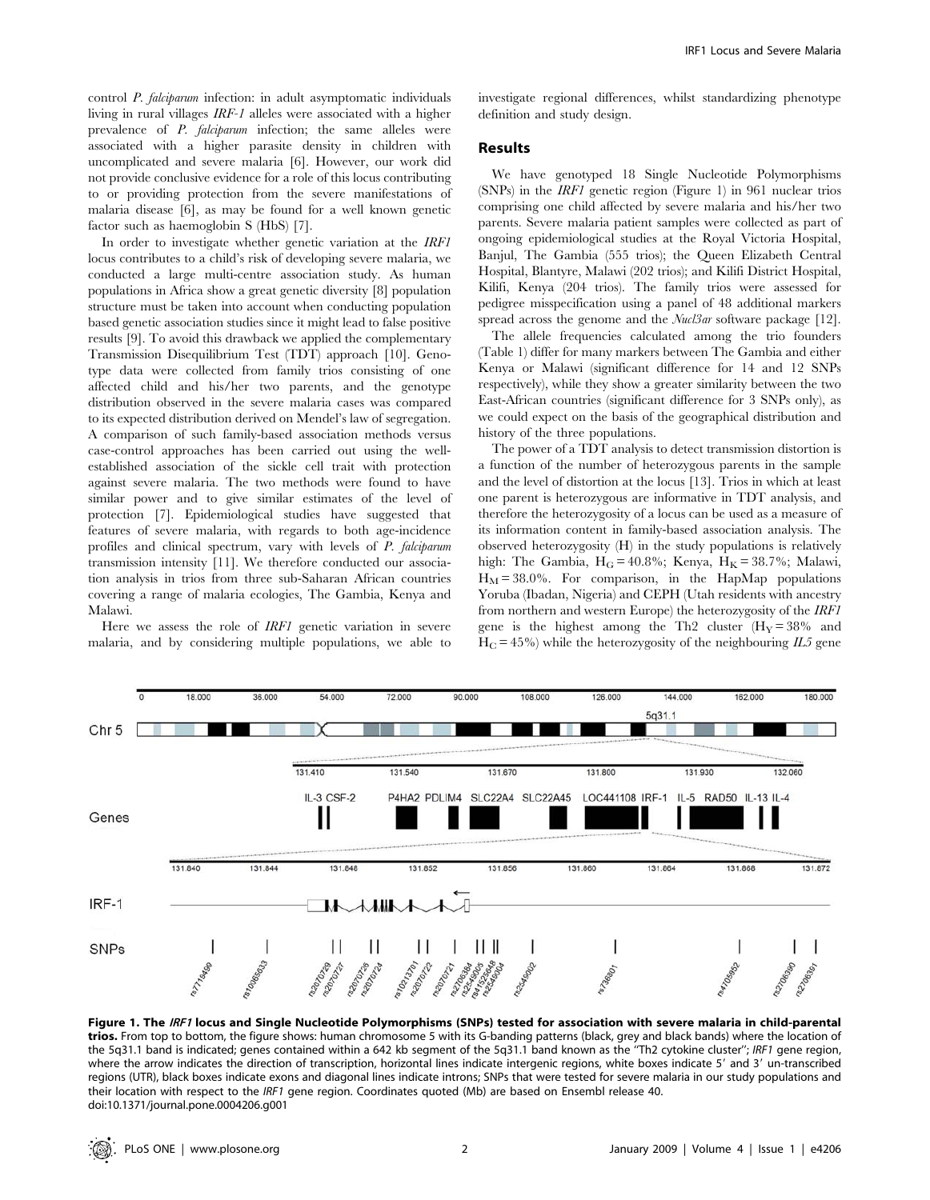control *P. falciparum* infection: in adult asymptomatic individuals living in rural villages *IRF-1* alleles were associated with a higher prevalence of *P. falciparum* infection; the same alleles were associated with a higher parasite density in children with uncomplicated and severe malaria [6]. However, our work did not provide conclusive evidence for a role of this locus contributing to or providing protection from the severe manifestations of malaria disease [6], as may be found for a well known genetic factor such as haemoglobin S (HbS) [7].

In order to investigate whether genetic variation at the *IRF1* locus contributes to a child's risk of developing severe malaria, we conducted a large multi-centre association study. As human populations in Africa show a great genetic diversity [8] population structure must be taken into account when conducting population based genetic association studies since it might lead to false positive results [9]. To avoid this drawback we applied the complementary Transmission Disequilibrium Test (TDT) approach [10]. Genotype data were collected from family trios consisting of one affected child and his/her two parents, and the genotype distribution observed in the severe malaria cases was compared to its expected distribution derived on Mendel's law of segregation. A comparison of such family-based association methods versus case-control approaches has been carried out using the well-established association of the sickle cell trait with protection against severe malaria. The two methods were found to have similar power and to give similar estimates of the level of protection [7]. Epidemiological studies have suggested that features of severe malaria, with regards to both age-incidence profiles and clinical spectrum, vary with levels of *P. falciparum* transmission intensity [11]. We therefore conducted our association analysis in trios from three sub-Saharan African countries covering a range of malaria ecologies, The Gambia, Kenya and Malawi.

Here we assess the role of *IRF1* genetic variation in severe malaria, and by considering multiple populations, we able to investigate regional differences, whilst standardizing phenotype definition and study design.

## Results

We have genotyped 18 Single Nucleotide Polymorphisms (SNPs) in the *IRF1* genetic region (Figure 1) in 961 nuclear trios comprising one child affected by severe malaria and his/her two parents. Severe malaria patient samples were collected as part of ongoing epidemiological studies at the Royal Victoria Hospital, Banjul, The Gambia (555 trios); the Queen Elizabeth Central Hospital, Blantyre, Malawi (202 trios); and Kilifi District Hospital, Kilifi, Kenya (204 trios). The family trios were assessed for pedigree misspecification using a panel of 48 additional markers spread across the genome and the *Nucl3ar* software package [12].

The allele frequencies calculated among the trio founders (Table 1) differ for many markers between The Gambia and either Kenya or Malawi (significant difference for 14 and 12 SNPs respectively), while they show a greater similarity between the two East-African countries (significant difference for 3 SNPs only), as we could expect on the basis of the geographical distribution and history of the three populations.

The power of a TDT analysis to detect transmission distortion is a function of the number of heterozygous parents in the sample and the level of distortion at the locus [13]. Trios in which at least one parent is heterozygous are informative in TDT analysis, and therefore the heterozygosity of a locus can be used as a measure of its information content in family-based association analysis. The observed heterozygosity (H) in the study populations is relatively high: The Gambia, $H_G = 40.8\%$; Kenya, $H_K = 38.7\%$; Malawi, $H_M = 38.0\%$. For comparison, in the HapMap populations Yoruba (Ibadan, Nigeria) and CEPH (Utah residents with ancestry from northern and western Europe) the heterozygosity of the *IRF1* gene is the highest among the Th2 cluster ($H_Y = 38\%$ and $H_C = 45\%$) while the heterozygosity of the neighbouring *IL5* gene

**Figure 1. The *IRF1* locus and Single Nucleotide Polymorphisms (SNPs) tested for association with severe malaria in child-parental trios.** From top to bottom, the figure shows: human chromosome 5 with its G-banding patterns (black, grey and black bands) where the location of the 5q31.1 band is indicated; genes contained within a 642 kb segment of the 5q31.1 band known as the "Th2 cytokine cluster"; *IRF1* gene region, where the arrow indicates the direction of transcription, horizontal lines indicate intergenic regions, white boxes indicate 5′ and 3′ un-transcribed regions (UTR), black boxes indicate exons and diagonal lines indicate introns; SNPs that were tested for severe malaria in our study populations and their location with respect to the *IRF1* gene region. Coordinates quoted (Mb) are based on Ensembl release 40.
doi:10.1371/journal.pone.0004206.g001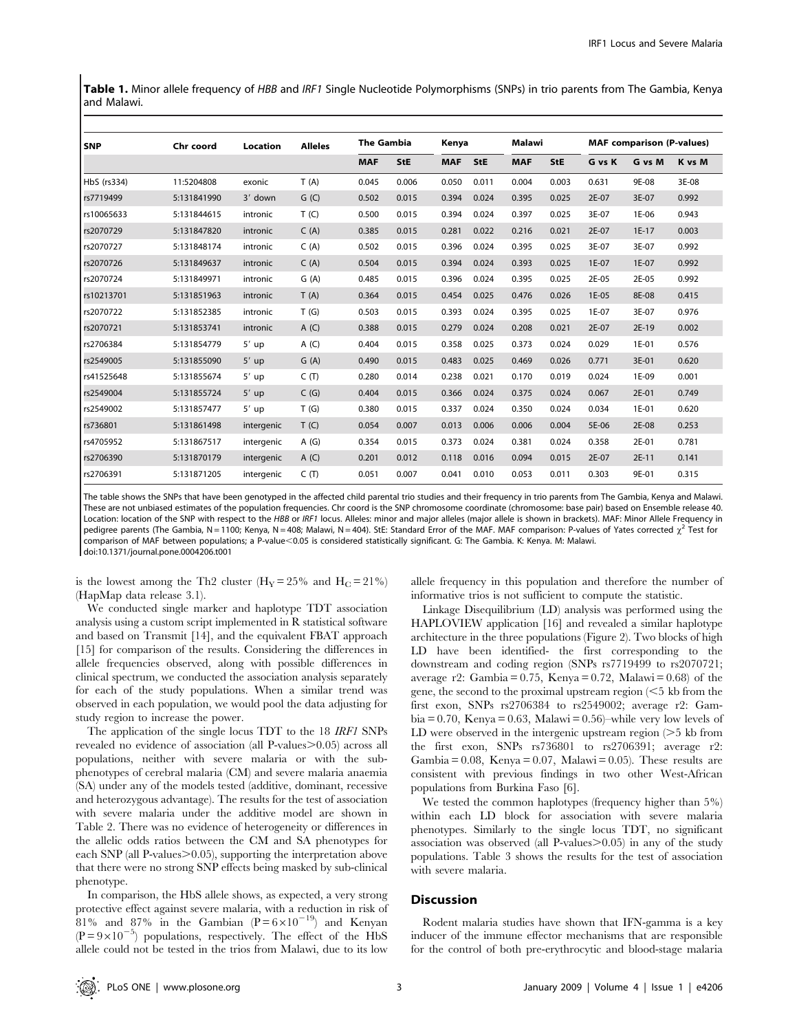**Table 1.** Minor allele frequency of *HBB* and *IRF1* Single Nucleotide Polymorphisms (SNPs) in trio parents from The Gambia, Kenya and Malawi.

| SNP | Chr coord | Location | Alleles | The Gambia | | Kenya | | Malawi | | MAF comparison (P-values) | | |
|---|---|---|---|---|---|---|---|---|---|---|---|---|
| | | | | MAF | StE | MAF | StE | MAF | StE | G vs K | G vs M | K vs M |
| HbS (rs334) | 11:5204808 | exonic | T (A) | 0.045 | 0.006 | 0.050 | 0.011 | 0.004 | 0.003 | 0.631 | 9E-08 | 3E-08 |
| rs7719499 | 5:131841990 | 3′ down | G (C) | 0.502 | 0.015 | 0.394 | 0.024 | 0.395 | 0.025 | 2E-07 | 3E-07 | 0.992 |
| rs10065633 | 5:131844615 | intronic | T (C) | 0.500 | 0.015 | 0.394 | 0.024 | 0.397 | 0.025 | 3E-07 | 1E-06 | 0.943 |
| rs2070729 | 5:131847820 | intronic | C (A) | 0.385 | 0.015 | 0.281 | 0.022 | 0.216 | 0.021 | 2E-07 | 1E-17 | 0.003 |
| rs2070727 | 5:131848174 | intronic | C (A) | 0.502 | 0.015 | 0.396 | 0.024 | 0.395 | 0.025 | 3E-07 | 3E-07 | 0.992 |
| rs2070726 | 5:131849637 | intronic | C (A) | 0.504 | 0.015 | 0.394 | 0.024 | 0.393 | 0.025 | 1E-07 | 1E-07 | 0.992 |
| rs2070724 | 5:131849971 | intronic | G (A) | 0.485 | 0.015 | 0.396 | 0.024 | 0.395 | 0.025 | 2E-05 | 2E-05 | 0.992 |
| rs10213701 | 5:131851963 | intronic | T (A) | 0.364 | 0.015 | 0.454 | 0.025 | 0.476 | 0.026 | 1E-05 | 8E-08 | 0.415 |
| rs2070722 | 5:131852385 | intronic | T (G) | 0.503 | 0.015 | 0.393 | 0.024 | 0.395 | 0.025 | 1E-07 | 3E-07 | 0.976 |
| rs2070721 | 5:131853741 | intronic | A (C) | 0.388 | 0.015 | 0.279 | 0.024 | 0.208 | 0.021 | 2E-07 | 2E-19 | 0.002 |
| rs2706384 | 5:131854779 | 5′ up | A (C) | 0.404 | 0.015 | 0.358 | 0.025 | 0.373 | 0.024 | 0.029 | 1E-01 | 0.576 |
| rs2549005 | 5:131855090 | 5′ up | G (A) | 0.490 | 0.015 | 0.483 | 0.025 | 0.469 | 0.026 | 0.771 | 3E-01 | 0.620 |
| rs41525648 | 5:131855674 | 5′ up | C (T) | 0.280 | 0.014 | 0.238 | 0.021 | 0.170 | 0.019 | 0.024 | 1E-09 | 0.001 |
| rs2549004 | 5:131855724 | 5′ up | C (G) | 0.404 | 0.015 | 0.366 | 0.024 | 0.375 | 0.024 | 0.067 | 2E-01 | 0.749 |
| rs2549002 | 5:131857477 | 5′ up | T (G) | 0.380 | 0.015 | 0.337 | 0.024 | 0.350 | 0.024 | 0.034 | 1E-01 | 0.620 |
| rs736801 | 5:131861498 | intergenic | T (C) | 0.054 | 0.007 | 0.013 | 0.006 | 0.006 | 0.004 | 5E-06 | 2E-08 | 0.253 |
| rs4705952 | 5:131867517 | intergenic | A (G) | 0.354 | 0.015 | 0.373 | 0.024 | 0.381 | 0.024 | 0.358 | 2E-01 | 0.781 |
| rs2706390 | 5:131870179 | intergenic | A (C) | 0.201 | 0.012 | 0.118 | 0.016 | 0.094 | 0.015 | 2E-07 | 2E-11 | 0.141 |
| rs2706391 | 5:131871205 | intergenic | C (T) | 0.051 | 0.007 | 0.041 | 0.010 | 0.053 | 0.011 | 0.303 | 9E-01 | 0.315 |

The table shows the SNPs that have been genotyped in the affected child parental trio studies and their frequency in trio parents from The Gambia, Kenya and Malawi. These are not unbiased estimates of the population frequencies. Chr coord is the SNP chromosome coordinate (chromosome: base pair) based on Ensemble release 40. Location: location of the SNP with respect to the *HBB* or *IRF1* locus. Alleles: minor and major alleles (major allele is shown in brackets). MAF: Minor Allele Frequency in pedigree parents (The Gambia, N = 1100; Kenya, N = 408; Malawi, N = 404). StE: Standard Error of the MAF. MAF comparison: P-values of Yates corrected $\chi^2$ Test for comparison of MAF between populations; a P-value<0.05 is considered statistically significant. G: The Gambia. K: Kenya. M: Malawi.
doi:10.1371/journal.pone.0004206.t001

is the lowest among the Th2 cluster ($H_Y = 25\%$ and $H_C = 21\%$) (HapMap data release 3.1).

We conducted single marker and haplotype TDT association analysis using a custom script implemented in R statistical software and based on Transmit [14], and the equivalent FBAT approach [15] for comparison of the results. Considering the differences in allele frequencies observed, along with possible differences in clinical spectrum, we conducted the association analysis separately for each of the study populations. When a similar trend was observed in each population, we would pool the data adjusting for study region to increase the power.

The application of the single locus TDT to the 18 *IRF1* SNPs revealed no evidence of association (all P-values>0.05) across all populations, neither with severe malaria or with the sub-phenotypes of cerebral malaria (CM) and severe malaria anaemia (SA) under any of the models tested (additive, dominant, recessive and heterozygous advantage). The results for the test of association with severe malaria under the additive model are shown in Table 2. There was no evidence of heterogeneity or differences in the allelic odds ratios between the CM and SA phenotypes for each SNP (all P-values>0.05), supporting the interpretation above that there were no strong SNP effects being masked by sub-clinical phenotype.

In comparison, the HbS allele shows, as expected, a very strong protective effect against severe malaria, with a reduction in risk of 81% and 87% in the Gambian ($P = 6\times10^{-19}$) and Kenyan ($P = 9\times10^{-5}$) populations, respectively. The effect of the HbS allele could not be tested in the trios from Malawi, due to its low allele frequency in this population and therefore the number of informative trios is not sufficient to compute the statistic.

Linkage Disequilibrium (LD) analysis was performed using the HAPLOVIEW application [16] and revealed a similar haplotype architecture in the three populations (Figure 2). Two blocks of high LD have been identified- the first corresponding to the downstream and coding region (SNPs rs7719499 to rs2070721; average r2: Gambia = 0.75, Kenya = 0.72, Malawi = 0.68) of the gene, the second to the proximal upstream region (<5 kb from the first exon, SNPs rs2706384 to rs2549002; average r2: Gambia = 0.70, Kenya = 0.63, Malawi = 0.56)–while very low levels of LD were observed in the intergenic upstream region (>5 kb from the first exon, SNPs rs736801 to rs2706391; average r2: Gambia = 0.08, Kenya = 0.07, Malawi = 0.05). These results are consistent with previous findings in two other West-African populations from Burkina Faso [6].

We tested the common haplotypes (frequency higher than 5%) within each LD block for association with severe malaria phenotypes. Similarly to the single locus TDT, no significant association was observed (all P-values>0.05) in any of the study populations. Table 3 shows the results for the test of association with severe malaria.

## Discussion

Rodent malaria studies have shown that IFN-gamma is a key inducer of the immune effector mechanisms that are responsible for the control of both pre-erythrocytic and blood-stage malaria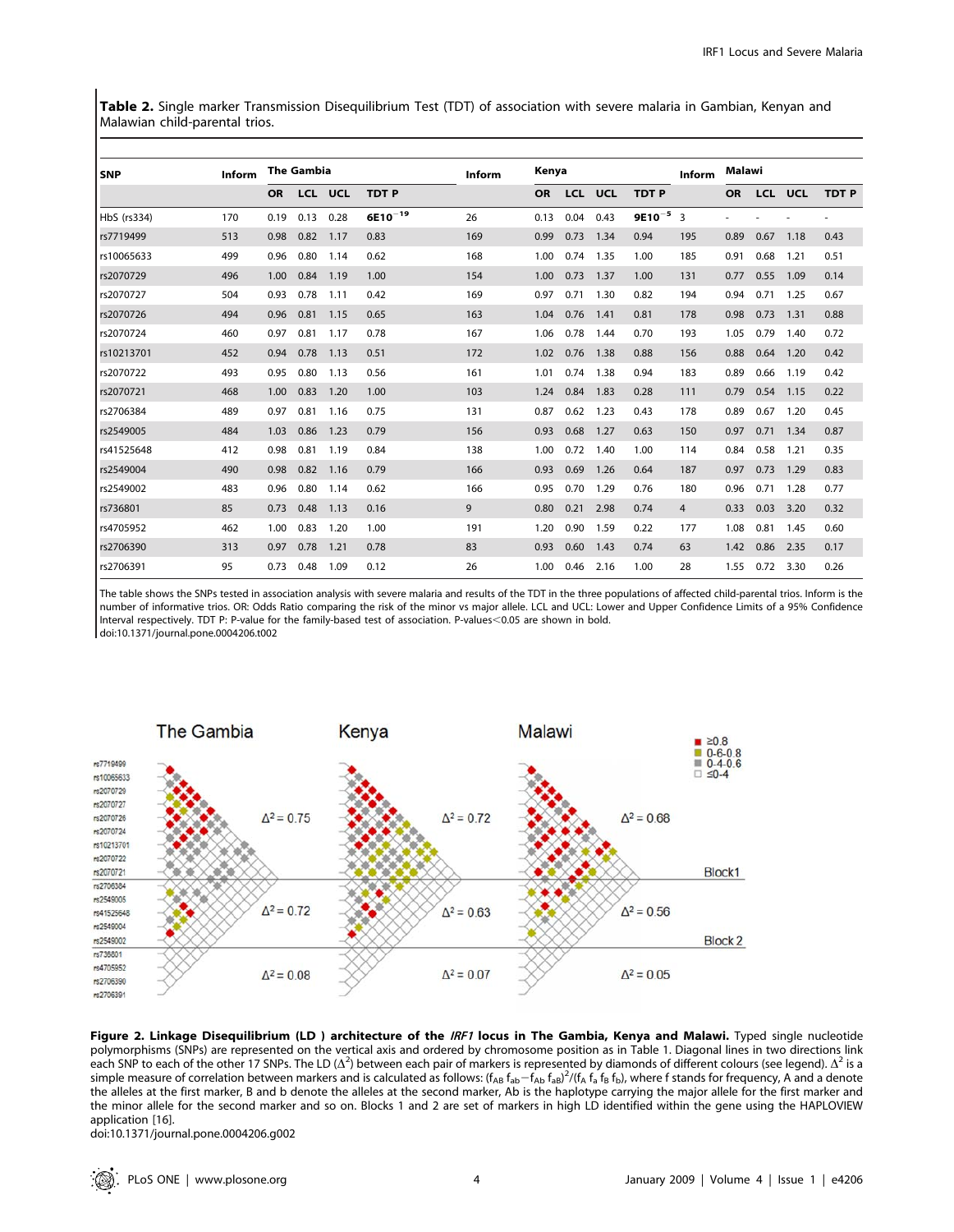**Table 2.** Single marker Transmission Disequilibrium Test (TDT) of association with severe malaria in Gambian, Kenyan and Malawian child-parental trios.

| SNP | Inform | The Gambia | | | | Inform | Kenya | | | | Inform | Malawi | | | |
|---|---|---|---|---|---|---|---|---|---|---|---|---|---|---|---|
| | | OR | LCL | UCL | TDT P | | OR | LCL | UCL | TDT P | | OR | LCL | UCL | TDT P |
| HbS (rs334) | 170 | 0.19 | 0.13 | 0.28 | **6E10$^{-19}$** | 26 | 0.13 | 0.04 | 0.43 | **9E10$^{-5}$** | 3 | - | - | - | - |
| rs7719499 | 513 | 0.98 | 0.82 | 1.17 | 0.83 | 169 | 0.99 | 0.73 | 1.34 | 0.94 | 195 | 0.89 | 0.67 | 1.18 | 0.43 |
| rs10065633 | 499 | 0.96 | 0.80 | 1.14 | 0.62 | 168 | 1.00 | 0.74 | 1.35 | 1.00 | 185 | 0.91 | 0.68 | 1.21 | 0.51 |
| rs2070729 | 496 | 1.00 | 0.84 | 1.19 | 1.00 | 154 | 1.00 | 0.73 | 1.37 | 1.00 | 131 | 0.77 | 0.55 | 1.09 | 0.14 |
| rs2070727 | 504 | 0.93 | 0.78 | 1.11 | 0.42 | 169 | 0.97 | 0.71 | 1.30 | 0.82 | 194 | 0.94 | 0.71 | 1.25 | 0.67 |
| rs2070726 | 494 | 0.96 | 0.81 | 1.15 | 0.65 | 163 | 1.04 | 0.76 | 1.41 | 0.81 | 178 | 0.98 | 0.73 | 1.31 | 0.88 |
| rs2070724 | 460 | 0.97 | 0.81 | 1.17 | 0.78 | 167 | 1.06 | 0.78 | 1.44 | 0.70 | 193 | 1.05 | 0.79 | 1.40 | 0.72 |
| rs10213701 | 452 | 0.94 | 0.78 | 1.13 | 0.51 | 172 | 1.02 | 0.76 | 1.38 | 0.88 | 156 | 0.88 | 0.64 | 1.20 | 0.42 |
| rs2070722 | 493 | 0.95 | 0.80 | 1.13 | 0.56 | 161 | 1.01 | 0.74 | 1.38 | 0.94 | 183 | 0.89 | 0.66 | 1.19 | 0.42 |
| rs2070721 | 468 | 1.00 | 0.83 | 1.20 | 1.00 | 103 | 1.24 | 0.84 | 1.83 | 0.28 | 111 | 0.79 | 0.54 | 1.15 | 0.22 |
| rs2706384 | 489 | 0.97 | 0.81 | 1.16 | 0.75 | 131 | 0.87 | 0.62 | 1.23 | 0.43 | 178 | 0.89 | 0.67 | 1.20 | 0.45 |
| rs2549005 | 484 | 1.03 | 0.86 | 1.23 | 0.79 | 156 | 0.93 | 0.68 | 1.27 | 0.63 | 150 | 0.97 | 0.71 | 1.34 | 0.87 |
| rs41525648 | 412 | 0.98 | 0.81 | 1.19 | 0.84 | 138 | 1.00 | 0.72 | 1.40 | 1.00 | 114 | 0.84 | 0.58 | 1.21 | 0.35 |
| rs2549004 | 490 | 0.98 | 0.82 | 1.16 | 0.79 | 166 | 0.93 | 0.69 | 1.26 | 0.64 | 187 | 0.97 | 0.73 | 1.29 | 0.83 |
| rs2549002 | 483 | 0.96 | 0.80 | 1.14 | 0.62 | 166 | 0.95 | 0.70 | 1.29 | 0.76 | 180 | 0.96 | 0.71 | 1.28 | 0.77 |
| rs736801 | 85 | 0.73 | 0.48 | 1.13 | 0.16 | 9 | 0.80 | 0.21 | 2.98 | 0.74 | 4 | 0.33 | 0.03 | 3.20 | 0.32 |
| rs4705952 | 462 | 1.00 | 0.83 | 1.20 | 1.00 | 191 | 1.20 | 0.90 | 1.59 | 0.22 | 177 | 1.08 | 0.81 | 1.45 | 0.60 |
| rs2706390 | 313 | 0.97 | 0.78 | 1.21 | 0.78 | 83 | 0.93 | 0.60 | 1.43 | 0.74 | 63 | 1.42 | 0.86 | 2.35 | 0.17 |
| rs2706391 | 95 | 0.73 | 0.48 | 1.09 | 0.12 | 26 | 1.00 | 0.46 | 2.16 | 1.00 | 28 | 1.55 | 0.72 | 3.30 | 0.26 |

The table shows the SNPs tested in association analysis with severe malaria and results of the TDT in the three populations of affected child-parental trios. Inform is the number of informative trios. OR: Odds Ratio comparing the risk of the minor vs major allele. LCL and UCL: Lower and Upper Confidence Limits of a 95% Confidence Interval respectively. TDT P: P-value for the family-based test of association. P-values<0.05 are shown in bold.
doi:10.1371/journal.pone.0004206.t002

**Figure 2. Linkage Disequilibrium (LD ) architecture of the *IRF1* locus in The Gambia, Kenya and Malawi.** Typed single nucleotide polymorphisms (SNPs) are represented on the vertical axis and ordered by chromosome position as in Table 1. Diagonal lines in two directions link each SNP to each of the other 17 SNPs. The LD ($\Delta^2$) between each pair of markers is represented by diamonds of different colours (see legend). $\Delta^2$ is a simple measure of correlation between markers and is calculated as follows: $(f_{AB}\, f_{ab} - f_{Ab}\, f_{aB})^2/(f_A\, f_a\, f_B\, f_b)$, where f stands for frequency, A and a denote the alleles at the first marker, B and b denote the alleles at the second marker, Ab is the haplotype carrying the major allele for the first marker and the minor allele for the second marker and so on. Blocks 1 and 2 are set of markers in high LD identified within the gene using the HAPLOVIEW application [16].
doi:10.1371/journal.pone.0004206.g002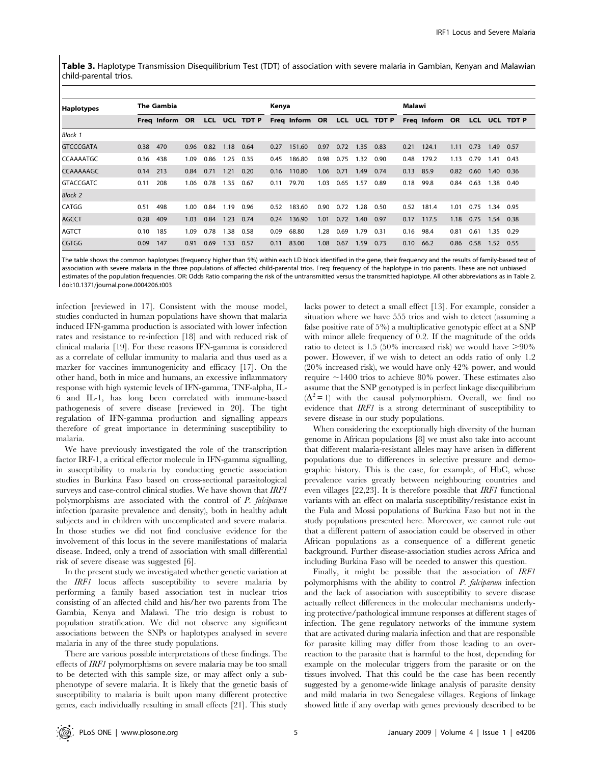**Table 3.** Haplotype Transmission Disequilibrium Test (TDT) of association with severe malaria in Gambian, Kenyan and Malawian child-parental trios.

| Haplotypes | The Gambia | | | | | | Kenya | | | | | | Malawi | | | | | |
|---|---|---|---|---|---|---|---|---|---|---|---|---|---|---|---|---|---|---|
| | Freq | Inform | OR | LCL | UCL | TDT P | Freq | Inform | OR | LCL | UCL | TDT P | Freq | Inform | OR | LCL | UCL | TDT P |
| *Block 1* | | | | | | | | | | | | | | | | | | |
| GTCCCGATA | 0.38 | 470 | 0.96 | 0.82 | 1.18 | 0.64 | 0.27 | 151.60 | 0.97 | 0.72 | 1.35 | 0.83 | 0.21 | 124.1 | 1.11 | 0.73 | 1.49 | 0.57 |
| CCAAAATGC | 0.36 | 438 | 1.09 | 0.86 | 1.25 | 0.35 | 0.45 | 186.80 | 0.98 | 0.75 | 1.32 | 0.90 | 0.48 | 179.2 | 1.13 | 0.79 | 1.41 | 0.43 |
| CCAAAAAGC | 0.14 | 213 | 0.84 | 0.71 | 1.21 | 0.20 | 0.16 | 110.80 | 1.06 | 0.71 | 1.49 | 0.74 | 0.13 | 85.9 | 0.82 | 0.60 | 1.40 | 0.36 |
| GTACCGATC | 0.11 | 208 | 1.06 | 0.78 | 1.35 | 0.67 | 0.11 | 79.70 | 1.03 | 0.65 | 1.57 | 0.89 | 0.18 | 99.8 | 0.84 | 0.63 | 1.38 | 0.40 |
| *Block 2* | | | | | | | | | | | | | | | | | | |
| CATGG | 0.51 | 498 | 1.00 | 0.84 | 1.19 | 0.96 | 0.52 | 183.60 | 0.90 | 0.72 | 1.28 | 0.50 | 0.52 | 181.4 | 1.01 | 0.75 | 1.34 | 0.95 |
| AGCCT | 0.28 | 409 | 1.03 | 0.84 | 1.23 | 0.74 | 0.24 | 136.90 | 1.01 | 0.72 | 1.40 | 0.97 | 0.17 | 117.5 | 1.18 | 0.75 | 1.54 | 0.38 |
| AGTCT | 0.10 | 185 | 1.09 | 0.78 | 1.38 | 0.58 | 0.09 | 68.80 | 1.28 | 0.69 | 1.79 | 0.31 | 0.16 | 98.4 | 0.81 | 0.61 | 1.35 | 0.29 |
| CGTGG | 0.09 | 147 | 0.91 | 0.69 | 1.33 | 0.57 | 0.11 | 83.00 | 1.08 | 0.67 | 1.59 | 0.73 | 0.10 | 66.2 | 0.86 | 0.58 | 1.52 | 0.55 |

The table shows the common haplotypes (frequency higher than 5%) within each LD block identified in the gene, their frequency and the results of family-based test of association with severe malaria in the three populations of affected child-parental trios. Freq: frequency of the haplotype in trio parents. These are not unbiased estimates of the population frequencies. OR: Odds Ratio comparing the risk of the untransmitted versus the transmitted haplotype. All other abbreviations as in Table 2.
doi:10.1371/journal.pone.0004206.t003

infection [reviewed in 17]. Consistent with the mouse model, studies conducted in human populations have shown that malaria induced IFN-gamma production is associated with lower infection rates and resistance to re-infection [18] and with reduced risk of clinical malaria [19]. For these reasons IFN-gamma is considered as a correlate of cellular immunity to malaria and thus used as a marker for vaccines immunogenicity and efficacy [17]. On the other hand, both in mice and humans, an excessive inflammatory response with high systemic levels of IFN-gamma, TNF-alpha, IL-6 and IL-1, has long been correlated with immune-based pathogenesis of severe disease [reviewed in 20]. The tight regulation of IFN-gamma production and signalling appears therefore of great importance in determining susceptibility to malaria.

We have previously investigated the role of the transcription factor IRF-1, a critical effector molecule in IFN-gamma signalling, in susceptibility to malaria by conducting genetic association studies in Burkina Faso based on cross-sectional parasitological surveys and case-control clinical studies. We have shown that *IRF1* polymorphisms are associated with the control of *P. falciparum* infection (parasite prevalence and density), both in healthy adult subjects and in children with uncomplicated and severe malaria. In those studies we did not find conclusive evidence for the involvement of this locus in the severe manifestations of malaria disease. Indeed, only a trend of association with small differential risk of severe disease was suggested [6].

In the present study we investigated whether genetic variation at the *IRF1* locus affects susceptibility to severe malaria by performing a family based association test in nuclear trios consisting of an affected child and his/her two parents from The Gambia, Kenya and Malawi. The trio design is robust to population stratification. We did not observe any significant associations between the SNPs or haplotypes analysed in severe malaria in any of the three study populations.

There are various possible interpretations of these findings. The effects of *IRF1* polymorphisms on severe malaria may be too small to be detected with this sample size, or may affect only a sub-phenotype of severe malaria. It is likely that the genetic basis of susceptibility to malaria is built upon many different protective genes, each individually resulting in small effects [21]. This study lacks power to detect a small effect [13]. For example, consider a situation where we have 555 trios and wish to detect (assuming a false positive rate of 5%) a multiplicative genotypic effect at a SNP with minor allele frequency of 0.2. If the magnitude of the odds ratio to detect is 1.5 (50% increased risk) we would have >90% power. However, if we wish to detect an odds ratio of only 1.2 (20% increased risk), we would have only 42% power, and would require ~1400 trios to achieve 80% power. These estimates also assume that the SNP genotyped is in perfect linkage disequilibrium ($\Delta^2 = 1$) with the causal polymorphism. Overall, we find no evidence that *IRF1* is a strong determinant of susceptibility to severe disease in our study populations.

When considering the exceptionally high diversity of the human genome in African populations [8] we must also take into account that different malaria-resistant alleles may have arisen in different populations due to differences in selective pressure and demographic history. This is the case, for example, of HbC, whose prevalence varies greatly between neighbouring countries and even villages [22,23]. It is therefore possible that *IRF1* functional variants with an effect on malaria susceptibility/resistance exist in the Fula and Mossi populations of Burkina Faso but not in the study populations presented here. Moreover, we cannot rule out that a different pattern of association could be observed in other African populations as a consequence of a different genetic background. Further disease-association studies across Africa and including Burkina Faso will be needed to answer this question.

Finally, it might be possible that the association of *IRF1* polymorphisms with the ability to control *P. falciparum* infection and the lack of association with susceptibility to severe disease actually reflect differences in the molecular mechanisms underlying protective/pathological immune responses at different stages of infection. The gene regulatory networks of the immune system that are activated during malaria infection and that are responsible for parasite killing may differ from those leading to an over-reaction to the parasite that is harmful to the host, depending for example on the molecular triggers from the parasite or on the tissues involved. That this could be the case has been recently suggested by a genome-wide linkage analysis of parasite density and mild malaria in two Senegalese villages. Regions of linkage showed little if any overlap with genes previously described to be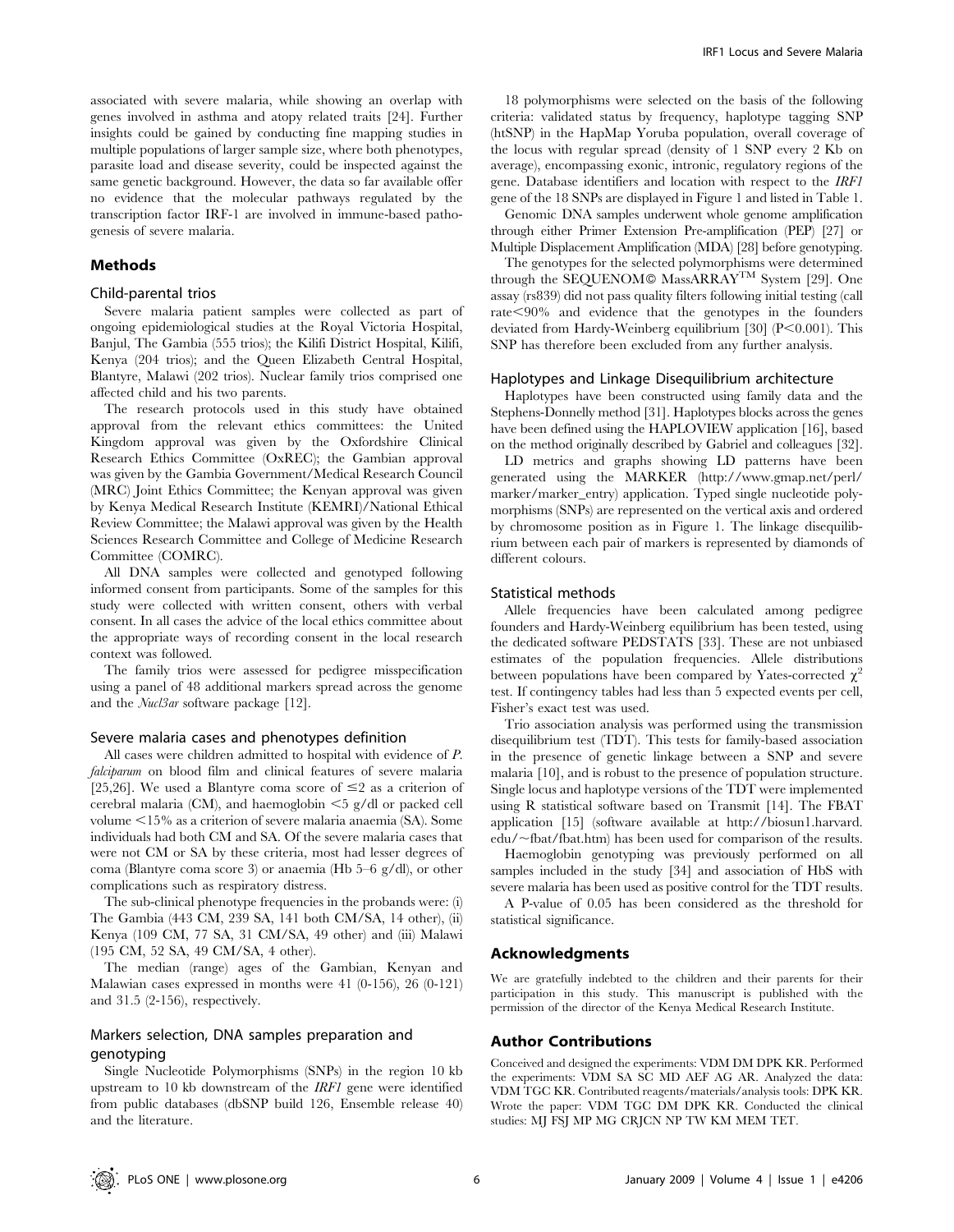associated with severe malaria, while showing an overlap with genes involved in asthma and atopy related traits [24]. Further insights could be gained by conducting fine mapping studies in multiple populations of larger sample size, where both phenotypes, parasite load and disease severity, could be inspected against the same genetic background. However, the data so far available offer no evidence that the molecular pathways regulated by the transcription factor IRF-1 are involved in immune-based pathogenesis of severe malaria.

## Methods

### Child-parental trios

Severe malaria patient samples were collected as part of ongoing epidemiological studies at the Royal Victoria Hospital, Banjul, The Gambia (555 trios); the Kilifi District Hospital, Kilifi, Kenya (204 trios); and the Queen Elizabeth Central Hospital, Blantyre, Malawi (202 trios). Nuclear family trios comprised one affected child and his two parents.

The research protocols used in this study have obtained approval from the relevant ethics committees: the United Kingdom approval was given by the Oxfordshire Clinical Research Ethics Committee (OxREC); the Gambian approval was given by the Gambia Government/Medical Research Council (MRC) Joint Ethics Committee; the Kenyan approval was given by Kenya Medical Research Institute (KEMRI)/National Ethical Review Committee; the Malawi approval was given by the Health Sciences Research Committee and College of Medicine Research Committee (COMRC).

All DNA samples were collected and genotyped following informed consent from participants. Some of the samples for this study were collected with written consent, others with verbal consent. In all cases the advice of the local ethics committee about the appropriate ways of recording consent in the local research context was followed.

The family trios were assessed for pedigree misspecification using a panel of 48 additional markers spread across the genome and the *Nucl3ar* software package [12].

### Severe malaria cases and phenotypes definition

All cases were children admitted to hospital with evidence of *P. falciparum* on blood film and clinical features of severe malaria [25,26]. We used a Blantyre coma score of $\leq 2$ as a criterion of cerebral malaria (CM), and haemoglobin $<5$ g/dl or packed cell volume $<15\%$ as a criterion of severe malaria anaemia (SA). Some individuals had both CM and SA. Of the severe malaria cases that were not CM or SA by these criteria, most had lesser degrees of coma (Blantyre coma score 3) or anaemia (Hb 5–6 g/dl), or other complications such as respiratory distress.

The sub-clinical phenotype frequencies in the probands were: (i) The Gambia (443 CM, 239 SA, 141 both CM/SA, 14 other), (ii) Kenya (109 CM, 77 SA, 31 CM/SA, 49 other) and (iii) Malawi (195 CM, 52 SA, 49 CM/SA, 4 other).

The median (range) ages of the Gambian, Kenyan and Malawian cases expressed in months were 41 (0-156), 26 (0-121) and 31.5 (2-156), respectively.

### Markers selection, DNA samples preparation and genotyping

Single Nucleotide Polymorphisms (SNPs) in the region 10 kb upstream to 10 kb downstream of the *IRF1* gene were identified from public databases (dbSNP build 126, Ensemble release 40) and the literature.

18 polymorphisms were selected on the basis of the following criteria: validated status by frequency, haplotype tagging SNP (htSNP) in the HapMap Yoruba population, overall coverage of the locus with regular spread (density of 1 SNP every 2 Kb on average), encompassing exonic, intronic, regulatory regions of the gene. Database identifiers and location with respect to the *IRF1* gene of the 18 SNPs are displayed in Figure 1 and listed in Table 1.

Genomic DNA samples underwent whole genome amplification through either Primer Extension Pre-amplification (PEP) [27] or Multiple Displacement Amplification (MDA) [28] before genotyping.

The genotypes for the selected polymorphisms were determined through the SEQUENOM© MassARRAY™ System [29]. One assay (rs839) did not pass quality filters following initial testing (call rate$<90\%$ and evidence that the genotypes in the founders deviated from Hardy-Weinberg equilibrium [30] ($P<0.001$). This SNP has therefore been excluded from any further analysis.

### Haplotypes and Linkage Disequilibrium architecture

Haplotypes have been constructed using family data and the Stephens-Donnelly method [31]. Haplotypes blocks across the genes have been defined using the HAPLOVIEW application [16], based on the method originally described by Gabriel and colleagues [32].

LD metrics and graphs showing LD patterns have been generated using the MARKER (http://www.gmap.net/perl/marker/marker_entry) application. Typed single nucleotide polymorphisms (SNPs) are represented on the vertical axis and ordered by chromosome position as in Figure 1. The linkage disequilibrium between each pair of markers is represented by diamonds of different colours.

### Statistical methods

Allele frequencies have been calculated among pedigree founders and Hardy-Weinberg equilibrium has been tested, using the dedicated software PEDSTATS [33]. These are not unbiased estimates of the population frequencies. Allele distributions between populations have been compared by Yates-corrected $\chi^2$ test. If contingency tables had less than 5 expected events per cell, Fisher's exact test was used.

Trio association analysis was performed using the transmission disequilibrium test (TDT). This tests for family-based association in the presence of genetic linkage between a SNP and severe malaria [10], and is robust to the presence of population structure. Single locus and haplotype versions of the TDT were implemented using R statistical software based on Transmit [14]. The FBAT application [15] (software available at http://biosun1.harvard.edu/~fbat/fbat.htm) has been used for comparison of the results.

Haemoglobin genotyping was previously performed on all samples included in the study [34] and association of HbS with severe malaria has been used as positive control for the TDT results.

A P-value of 0.05 has been considered as the threshold for statistical significance.

## Acknowledgments

We are gratefully indebted to the children and their parents for their participation in this study. This manuscript is published with the permission of the director of the Kenya Medical Research Institute.

## Author Contributions

Conceived and designed the experiments: VDM DM DPK KR. Performed the experiments: VDM SA SC MD AEF AG AR. Analyzed the data: VDM TGC KR. Contributed reagents/materials/analysis tools: DPK KR. Wrote the paper: VDM TGC DM DPK KR. Conducted the clinical studies: MJ FSJ MP MG CRJCN NP TW KM MEM TET.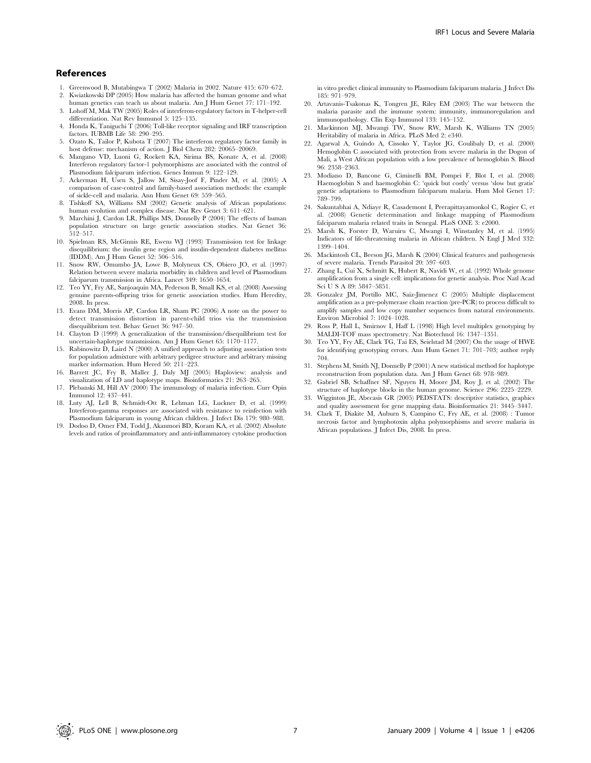## References

1. Greenwood B, Mutabingwa T (2002) Malaria in 2002. Nature 415: 670–672.
2. Kwiatkowski DP (2005) How malaria has affected the human genome and what human genetics can teach us about malaria. Am J Hum Genet 77: 171–192.
3. Lohoff M, Mak TW (2005) Roles of interferon-regulatory factors in T-helper-cell differentiation. Nat Rev Immunol 5: 125–135.
4. Honda K, Taniguchi T (2006) Toll-like receptor signaling and IRF transcription factors. IUBMB Life 58: 290–295.
5. Ozato K, Tailor P, Kubota T (2007) The interferon regulatory factor family in host defense: mechanism of action. J Biol Chem 282: 20065–20069.
6. Mangano VD, Luoni G, Rockett KA, Sirima BS, Konate A, et al. (2008) Interferon regulatory factor-1 polymorphisms are associated with the control of Plasmodium falciparum infection. Genes Immun 9: 122–129.
7. Ackerman H, Usen S, Jallow M, Sisay-Joof F, Pinder M, et al. (2005) A comparison of case-control and family-based association methods: the example of sickle-cell and malaria. Ann Hum Genet 69: 559–565.
8. Tishkoff SA, Williams SM (2002) Genetic analysis of African populations: human evolution and complex disease. Nat Rev Genet 3: 611–621.
9. Marchini J, Cardon LR, Phillips MS, Donnelly P (2004) The effects of human population structure on large genetic association studies. Nat Genet 36: 512–517.
10. Spielman RS, McGinnis RE, Ewens WJ (1993) Transmission test for linkage disequilibrium: the insulin gene region and insulin-dependent diabetes mellitus (IDDM). Am J Hum Genet 52: 506–516.
11. Snow RW, Omumbo JA, Lowe B, Molyneux CS, Obiero JO, et al. (1997) Relation between severe malaria morbidity in children and level of Plasmodium falciparum transmission in Africa. Lancet 349: 1650–1654.
12. Teo YY, Fry AE, Sanjoaquin MA, Pederson B, Small KS, et al. (2008) Assessing genuine parents-offspring trios for genetic association studies. Hum Heredity, 2008. In press.
13. Evans DM, Morris AP, Cardon LR, Sham PC (2006) A note on the power to detect transmission distortion in parent-child trios via the transmission disequilibrium test. Behav Genet 36: 947–50.
14. Clayton D (1999) A generalization of the transmission/disequilibrium test for uncertain-haplotype transmission. Am J Hum Genet 65: 1170–1177.
15. Rabinowitz D, Laird N (2000) A unified approach to adjusting association tests for population admixture with arbitrary pedigree structure and arbitrary missing marker information. Hum Hered 50: 211–223.
16. Barrett JC, Fry B, Maller J, Daly MJ (2005) Haploview: analysis and visualization of LD and haplotype maps. Bioinformatics 21: 263–265.
17. Plebanski M, Hill AV (2000) The immunology of malaria infection. Curr Opin Immunol 12: 437–441.
18. Luty AJ, Lell B, Schmidt-Ott R, Lehman LG, Luckner D, et al. (1999) Interferon-gamma responses are associated with resistance to reinfection with Plasmodium falciparum in young African children. J Infect Dis 179: 980–988.
19. Dodoo D, Omer FM, Todd J, Akanmori BD, Koram KA, et al. (2002) Absolute levels and ratios of proinflammatory and anti-inflammatory cytokine production in vitro predict clinical immunity to Plasmodium falciparum malaria. J Infect Dis 185: 971–979.
20. Artavanis-Tsakonas K, Tongren JE, Riley EM (2003) The war between the malaria parasite and the immune system: immunity, immunoregulation and immunopathology. Clin Exp Immunol 133: 145–152.
21. Mackinnon MJ, Mwangi TW, Snow RW, Marsh K, Williams TN (2005) Heritability of malaria in Africa. PLoS Med 2: e340.
22. Agarwal A, Guindo A, Cissoko Y, Taylor JG, Coulibaly D, et al. (2000) Hemoglobin C associated with protection from severe malaria in the Dogon of Mali, a West African population with a low prevalence of hemoglobin S. Blood 96: 2358–2363.
23. Modiano D, Bancone G, Ciminelli BM, Pompei F, Blot I, et al. (2008) Haemoglobin S and haemoglobin C: 'quick but costly' versus 'slow but gratis' genetic adaptations to Plasmodium falciparum malaria. Hum Mol Genet 17: 789–799.
24. Sakuntabhai A, Ndiaye R, Casademont I, Peerapittayamonkol C, Rogier C, et al. (2008) Genetic determination and linkage mapping of Plasmodium falciparum malaria related traits in Senegal. PLoS ONE 3: e2000.
25. Marsh K, Forster D, Waruiru C, Mwangi I, Winstanley M, et al. (1995) Indicators of life-threatening malaria in African children. N Engl J Med 332: 1399–1404.
26. Mackintosh CL, Beeson JG, Marsh K (2004) Clinical features and pathogenesis of severe malaria. Trends Parasitol 20: 597–603.
27. Zhang L, Cui X, Schmitt K, Hubert R, Navidi W, et al. (1992) Whole genome amplification from a single cell: implications for genetic analysis. Proc Natl Acad Sci U S A 89: 5847–5851.
28. Gonzalez JM, Portillo MC, Saiz-Jimenez C (2005) Multiple displacement amplification as a pre-polymerase chain reaction (pre-PCR) to process difficult to amplify samples and low copy number sequences from natural environments. Environ Microbiol 7: 1024–1028.
29. Ross P, Hall L, Smirnov I, Haff L (1998) High level multiplex genotyping by MALDI-TOF mass spectrometry. Nat Biotechnol 16: 1347–1351.
30. Teo YY, Fry AE, Clark TG, Tai ES, Seielstad M (2007) On the usage of HWE for identifying genotyping errors. Ann Hum Genet 71: 701–703; author reply 704.
31. Stephens M, Smith NJ, Donnelly P (2001) A new statistical method for haplotype reconstruction from population data. Am J Hum Genet 68: 978–989.
32. Gabriel SB, Schaffner SF, Nguyen H, Moore JM, Roy J, et al. (2002) The structure of haplotype blocks in the human genome. Science 296: 2225–2229.
33. Wigginton JE, Abecasis GR (2005) PEDSTATS: descriptive statistics, graphics and quality assessment for gene mapping data. Bioinformatics 21: 3445–3447.
34. Clark T, Diakite M, Auburn S, Campino C, Fry AE, et al. (2008) : Tumor necrosis factor and lymphotoxin alpha polymorphisms and severe malaria in African populations. J Infect Dis, 2008. In press.